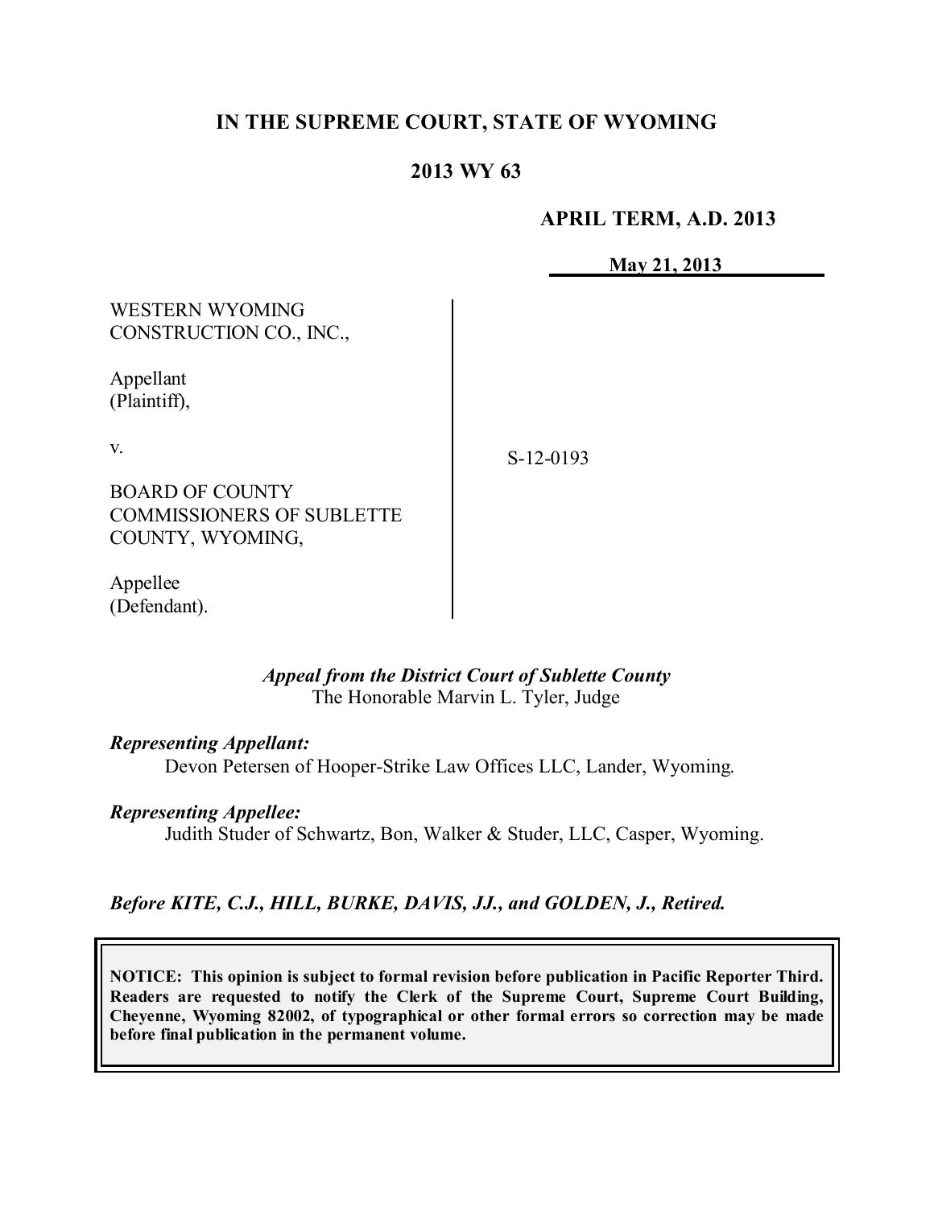**IN THE SUPREME COURT, STATE OF WYOMING**

**2013 WY 63**

**APRIL TERM, A.D. 2013**

**May 21, 2013**

WESTERN WYOMING CONSTRUCTION CO., INC.,

Appellant (Plaintiff),

v.

BOARD OF COUNTY COMMISSIONERS OF SUBLETTE COUNTY, WYOMING,

Appellee (Defendant).

S-12-0193

*Appeal from the District Court of Sublette County*
The Honorable Marvin L. Tyler, Judge

***Representing Appellant:***
Devon Petersen of Hooper-Strike Law Offices LLC, Lander, Wyoming.

***Representing Appellee:***
Judith Studer of Schwartz, Bon, Walker & Studer, LLC, Casper, Wyoming.

***Before KITE, C.J., HILL, BURKE, DAVIS, JJ., and GOLDEN, J., Retired.***

**NOTICE: This opinion is subject to formal revision before publication in Pacific Reporter Third. Readers are requested to notify the Clerk of the Supreme Court, Supreme Court Building, Cheyenne, Wyoming 82002, of typographical or other formal errors so correction may be made before final publication in the permanent volume.**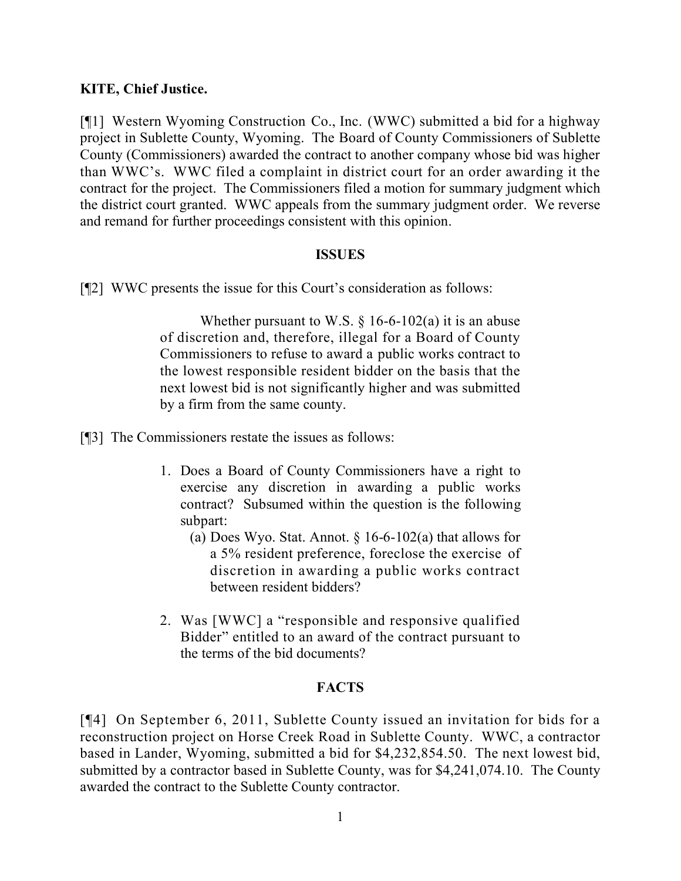**KITE, Chief Justice.**

[¶1] Western Wyoming Construction Co., Inc. (WWC) submitted a bid for a highway project in Sublette County, Wyoming. The Board of County Commissioners of Sublette County (Commissioners) awarded the contract to another company whose bid was higher than WWC's. WWC filed a complaint in district court for an order awarding it the contract for the project. The Commissioners filed a motion for summary judgment which the district court granted. WWC appeals from the summary judgment order. We reverse and remand for further proceedings consistent with this opinion.

## ISSUES

[¶2] WWC presents the issue for this Court's consideration as follows:

> Whether pursuant to W.S. § 16-6-102(a) it is an abuse of discretion and, therefore, illegal for a Board of County Commissioners to refuse to award a public works contract to the lowest responsible resident bidder on the basis that the next lowest bid is not significantly higher and was submitted by a firm from the same county.

[¶3] The Commissioners restate the issues as follows:

> 1. Does a Board of County Commissioners have a right to exercise any discretion in awarding a public works contract? Subsumed within the question is the following subpart:
>    (a) Does Wyo. Stat. Annot. § 16-6-102(a) that allows for a 5% resident preference, foreclose the exercise of discretion in awarding a public works contract between resident bidders?
> 2. Was [WWC] a "responsible and responsive qualified Bidder" entitled to an award of the contract pursuant to the terms of the bid documents?

## FACTS

[¶4] On September 6, 2011, Sublette County issued an invitation for bids for a reconstruction project on Horse Creek Road in Sublette County. WWC, a contractor based in Lander, Wyoming, submitted a bid for $4,232,854.50. The next lowest bid, submitted by a contractor based in Sublette County, was for $4,241,074.10. The County awarded the contract to the Sublette County contractor.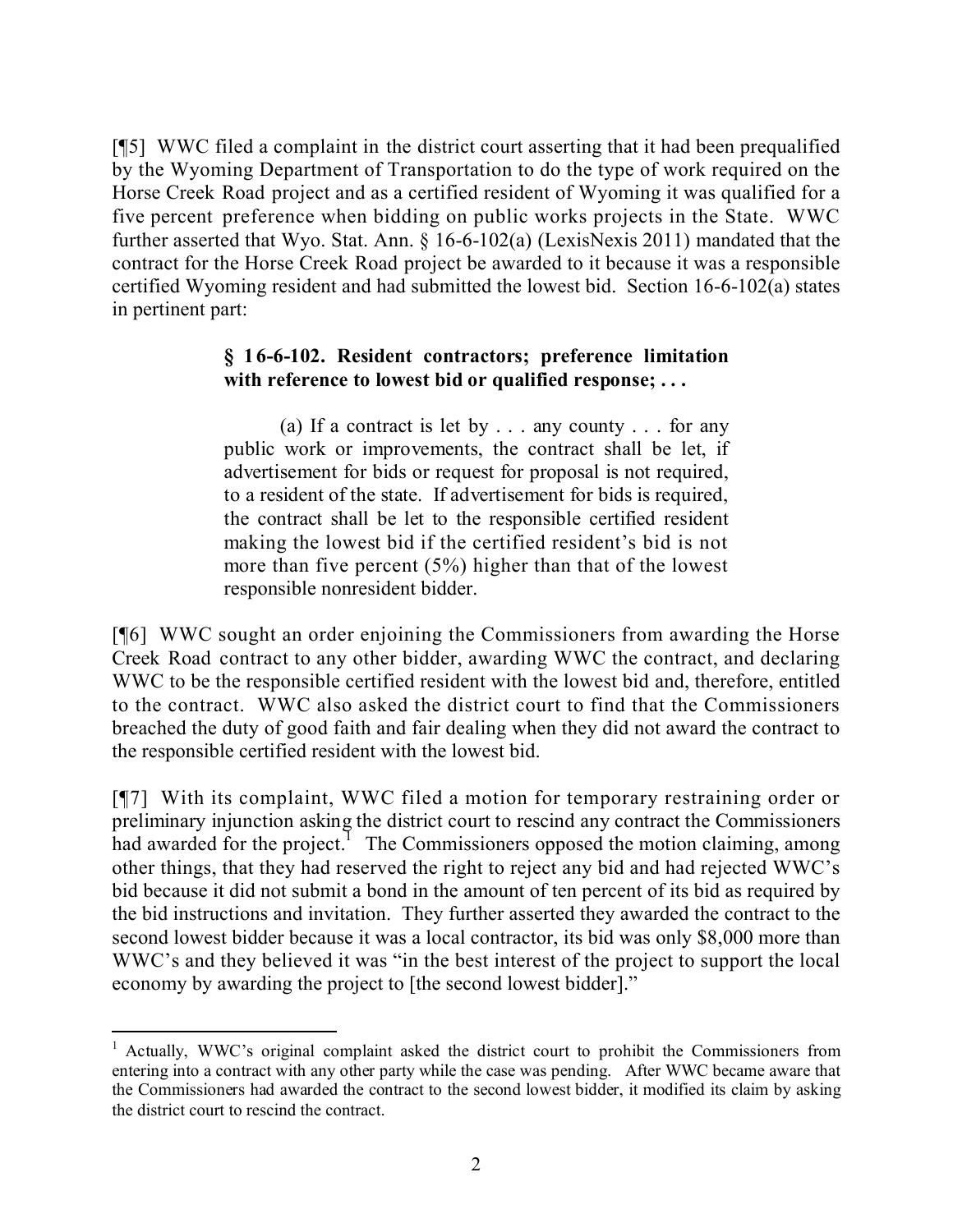[¶5] WWC filed a complaint in the district court asserting that it had been prequalified by the Wyoming Department of Transportation to do the type of work required on the Horse Creek Road project and as a certified resident of Wyoming it was qualified for a five percent preference when bidding on public works projects in the State. WWC further asserted that Wyo. Stat. Ann. § 16-6-102(a) (LexisNexis 2011) mandated that the contract for the Horse Creek Road project be awarded to it because it was a responsible certified Wyoming resident and had submitted the lowest bid. Section 16-6-102(a) states in pertinent part:

> **§ 16-6-102. Resident contractors; preference limitation with reference to lowest bid or qualified response; . . .**
>
> (a) If a contract is let by . . . any county . . . for any public work or improvements, the contract shall be let, if advertisement for bids or request for proposal is not required, to a resident of the state. If advertisement for bids is required, the contract shall be let to the responsible certified resident making the lowest bid if the certified resident's bid is not more than five percent (5%) higher than that of the lowest responsible nonresident bidder.

[¶6] WWC sought an order enjoining the Commissioners from awarding the Horse Creek Road contract to any other bidder, awarding WWC the contract, and declaring WWC to be the responsible certified resident with the lowest bid and, therefore, entitled to the contract. WWC also asked the district court to find that the Commissioners breached the duty of good faith and fair dealing when they did not award the contract to the responsible certified resident with the lowest bid.

[¶7] With its complaint, WWC filed a motion for temporary restraining order or preliminary injunction asking the district court to rescind any contract the Commissioners had awarded for the project.[1] The Commissioners opposed the motion claiming, among other things, that they had reserved the right to reject any bid and had rejected WWC's bid because it did not submit a bond in the amount of ten percent of its bid as required by the bid instructions and invitation. They further asserted they awarded the contract to the second lowest bidder because it was a local contractor, its bid was only $8,000 more than WWC's and they believed it was "in the best interest of the project to support the local economy by awarding the project to [the second lowest bidder]."

---

[1] Actually, WWC's original complaint asked the district court to prohibit the Commissioners from entering into a contract with any other party while the case was pending. After WWC became aware that the Commissioners had awarded the contract to the second lowest bidder, it modified its claim by asking the district court to rescind the contract.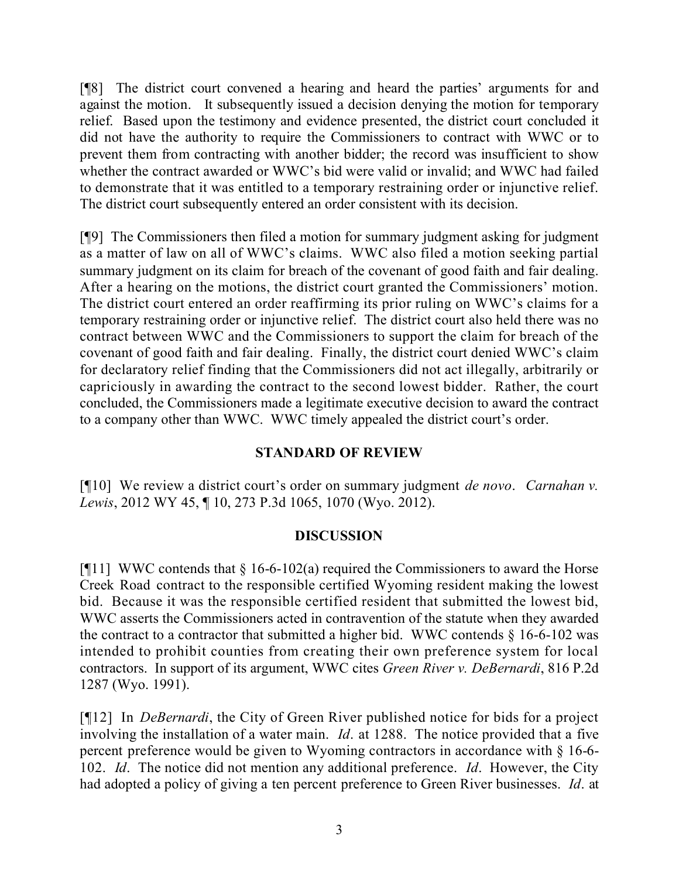[¶8] The district court convened a hearing and heard the parties' arguments for and against the motion. It subsequently issued a decision denying the motion for temporary relief. Based upon the testimony and evidence presented, the district court concluded it did not have the authority to require the Commissioners to contract with WWC or to prevent them from contracting with another bidder; the record was insufficient to show whether the contract awarded or WWC's bid were valid or invalid; and WWC had failed to demonstrate that it was entitled to a temporary restraining order or injunctive relief. The district court subsequently entered an order consistent with its decision.

[¶9] The Commissioners then filed a motion for summary judgment asking for judgment as a matter of law on all of WWC's claims. WWC also filed a motion seeking partial summary judgment on its claim for breach of the covenant of good faith and fair dealing. After a hearing on the motions, the district court granted the Commissioners' motion. The district court entered an order reaffirming its prior ruling on WWC's claims for a temporary restraining order or injunctive relief. The district court also held there was no contract between WWC and the Commissioners to support the claim for breach of the covenant of good faith and fair dealing. Finally, the district court denied WWC's claim for declaratory relief finding that the Commissioners did not act illegally, arbitrarily or capriciously in awarding the contract to the second lowest bidder. Rather, the court concluded, the Commissioners made a legitimate executive decision to award the contract to a company other than WWC. WWC timely appealed the district court's order.

## STANDARD OF REVIEW

[¶10] We review a district court's order on summary judgment *de novo*. *Carnahan v. Lewis*, 2012 WY 45, ¶ 10, 273 P.3d 1065, 1070 (Wyo. 2012).

## DISCUSSION

[¶11] WWC contends that § 16-6-102(a) required the Commissioners to award the Horse Creek Road contract to the responsible certified Wyoming resident making the lowest bid. Because it was the responsible certified resident that submitted the lowest bid, WWC asserts the Commissioners acted in contravention of the statute when they awarded the contract to a contractor that submitted a higher bid. WWC contends § 16-6-102 was intended to prohibit counties from creating their own preference system for local contractors. In support of its argument, WWC cites *Green River v. DeBernardi*, 816 P.2d 1287 (Wyo. 1991).

[¶12] In *DeBernardi*, the City of Green River published notice for bids for a project involving the installation of a water main. *Id*. at 1288. The notice provided that a five percent preference would be given to Wyoming contractors in accordance with § 16-6-102. *Id*. The notice did not mention any additional preference. *Id*. However, the City had adopted a policy of giving a ten percent preference to Green River businesses. *Id*. at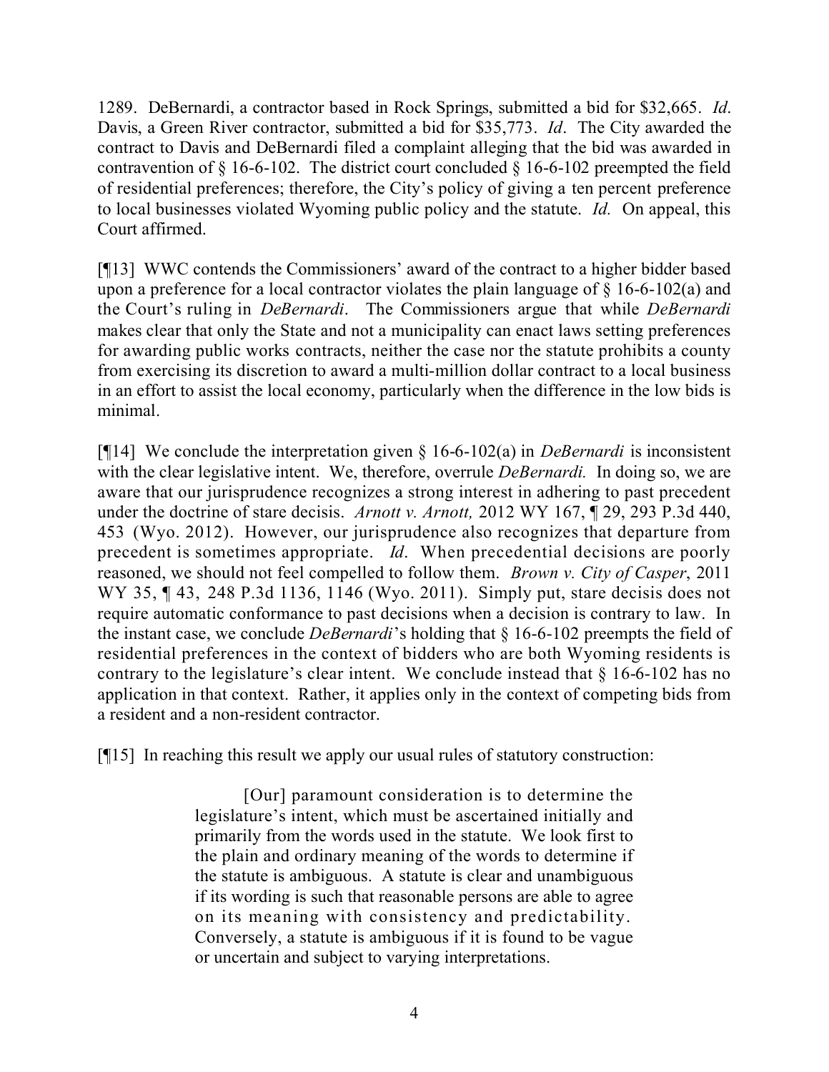1289. DeBernardi, a contractor based in Rock Springs, submitted a bid for $32,665. *Id*. Davis, a Green River contractor, submitted a bid for $35,773. *Id*. The City awarded the contract to Davis and DeBernardi filed a complaint alleging that the bid was awarded in contravention of § 16-6-102. The district court concluded § 16-6-102 preempted the field of residential preferences; therefore, the City's policy of giving a ten percent preference to local businesses violated Wyoming public policy and the statute. *Id.* On appeal, this Court affirmed.

[¶13] WWC contends the Commissioners' award of the contract to a higher bidder based upon a preference for a local contractor violates the plain language of § 16-6-102(a) and the Court's ruling in *DeBernardi*. The Commissioners argue that while *DeBernardi* makes clear that only the State and not a municipality can enact laws setting preferences for awarding public works contracts, neither the case nor the statute prohibits a county from exercising its discretion to award a multi-million dollar contract to a local business in an effort to assist the local economy, particularly when the difference in the low bids is minimal.

[¶14] We conclude the interpretation given § 16-6-102(a) in *DeBernardi* is inconsistent with the clear legislative intent. We, therefore, overrule *DeBernardi.* In doing so, we are aware that our jurisprudence recognizes a strong interest in adhering to past precedent under the doctrine of stare decisis. *Arnott v. Arnott,* 2012 WY 167, ¶ 29, 293 P.3d 440, 453 (Wyo. 2012). However, our jurisprudence also recognizes that departure from precedent is sometimes appropriate. *Id*. When precedential decisions are poorly reasoned, we should not feel compelled to follow them. *Brown v. City of Casper*, 2011 WY 35, ¶ 43, 248 P.3d 1136, 1146 (Wyo. 2011). Simply put, stare decisis does not require automatic conformance to past decisions when a decision is contrary to law. In the instant case, we conclude *DeBernardi*'s holding that § 16-6-102 preempts the field of residential preferences in the context of bidders who are both Wyoming residents is contrary to the legislature's clear intent. We conclude instead that § 16-6-102 has no application in that context. Rather, it applies only in the context of competing bids from a resident and a non-resident contractor.

[¶15] In reaching this result we apply our usual rules of statutory construction:

> [Our] paramount consideration is to determine the legislature's intent, which must be ascertained initially and primarily from the words used in the statute. We look first to the plain and ordinary meaning of the words to determine if the statute is ambiguous. A statute is clear and unambiguous if its wording is such that reasonable persons are able to agree on its meaning with consistency and predictability. Conversely, a statute is ambiguous if it is found to be vague or uncertain and subject to varying interpretations.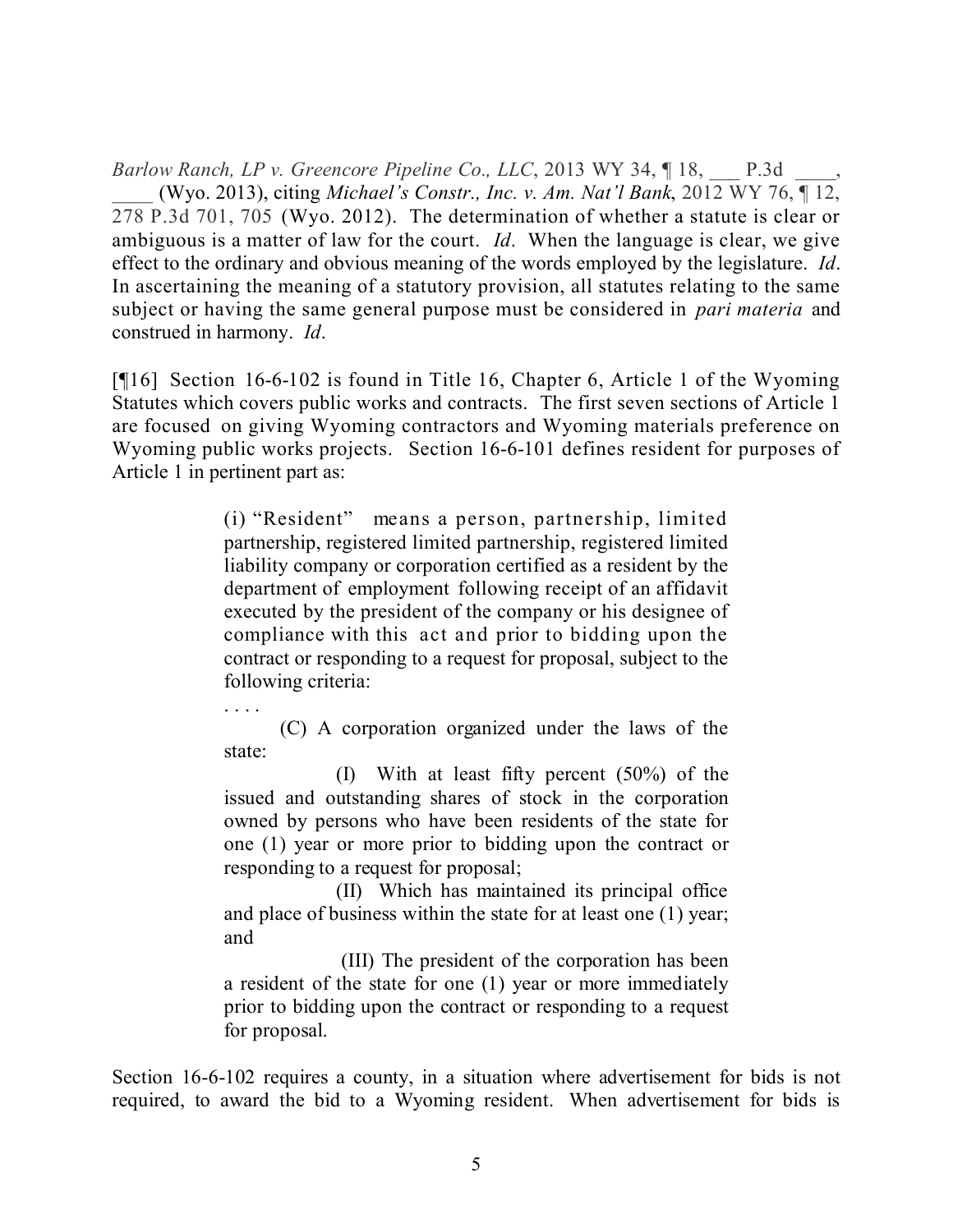*Barlow Ranch, LP v. Greencore Pipeline Co., LLC*, 2013 WY 34, ¶ 18, ___ P.3d ____, ____ (Wyo. 2013), citing *Michael's Constr., Inc. v. Am. Nat'l Bank*, 2012 WY 76, ¶ 12, 278 P.3d 701, 705 (Wyo. 2012). The determination of whether a statute is clear or ambiguous is a matter of law for the court. *Id*. When the language is clear, we give effect to the ordinary and obvious meaning of the words employed by the legislature. *Id*. In ascertaining the meaning of a statutory provision, all statutes relating to the same subject or having the same general purpose must be considered in *pari materia* and construed in harmony. *Id*.

[¶16] Section 16-6-102 is found in Title 16, Chapter 6, Article 1 of the Wyoming Statutes which covers public works and contracts. The first seven sections of Article 1 are focused on giving Wyoming contractors and Wyoming materials preference on Wyoming public works projects. Section 16-6-101 defines resident for purposes of Article 1 in pertinent part as:

> (i) "Resident" means a person, partnership, limited partnership, registered limited partnership, registered limited liability company or corporation certified as a resident by the department of employment following receipt of an affidavit executed by the president of the company or his designee of compliance with this act and prior to bidding upon the contract or responding to a request for proposal, subject to the following criteria:
>
> . . . .
>
> (C) A corporation organized under the laws of the state:
>
> (I) With at least fifty percent (50%) of the issued and outstanding shares of stock in the corporation owned by persons who have been residents of the state for one (1) year or more prior to bidding upon the contract or responding to a request for proposal;
>
> (II) Which has maintained its principal office and place of business within the state for at least one (1) year; and
>
> (III) The president of the corporation has been a resident of the state for one (1) year or more immediately prior to bidding upon the contract or responding to a request for proposal.

Section 16-6-102 requires a county, in a situation where advertisement for bids is not required, to award the bid to a Wyoming resident. When advertisement for bids is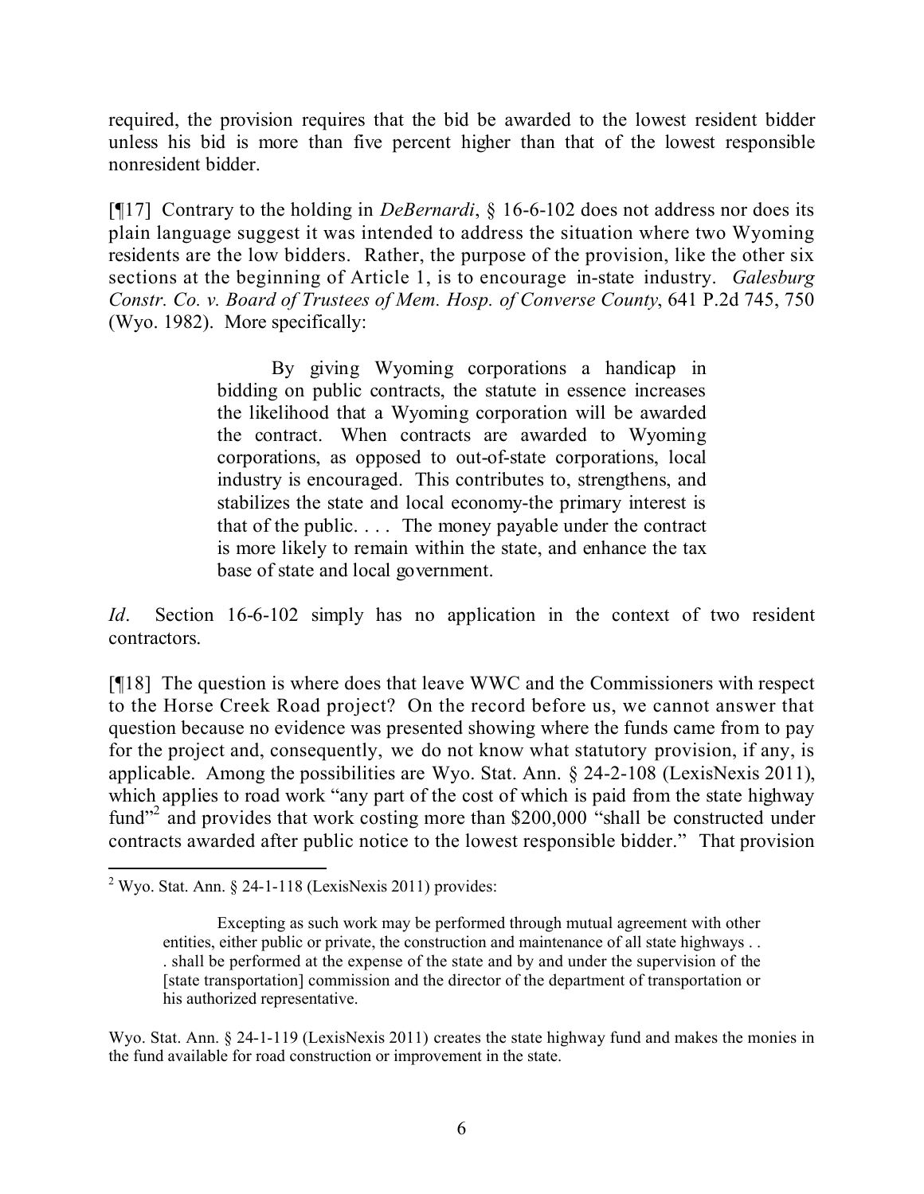required, the provision requires that the bid be awarded to the lowest resident bidder unless his bid is more than five percent higher than that of the lowest responsible nonresident bidder.

[¶17] Contrary to the holding in *DeBernardi*, § 16-6-102 does not address nor does its plain language suggest it was intended to address the situation where two Wyoming residents are the low bidders. Rather, the purpose of the provision, like the other six sections at the beginning of Article 1, is to encourage in-state industry. *Galesburg Constr. Co. v. Board of Trustees of Mem. Hosp. of Converse County*, 641 P.2d 745, 750 (Wyo. 1982). More specifically:

> By giving Wyoming corporations a handicap in bidding on public contracts, the statute in essence increases the likelihood that a Wyoming corporation will be awarded the contract. When contracts are awarded to Wyoming corporations, as opposed to out-of-state corporations, local industry is encouraged. This contributes to, strengthens, and stabilizes the state and local economy-the primary interest is that of the public. . . . The money payable under the contract is more likely to remain within the state, and enhance the tax base of state and local government.

*Id*. Section 16-6-102 simply has no application in the context of two resident contractors.

[¶18] The question is where does that leave WWC and the Commissioners with respect to the Horse Creek Road project? On the record before us, we cannot answer that question because no evidence was presented showing where the funds came from to pay for the project and, consequently, we do not know what statutory provision, if any, is applicable. Among the possibilities are Wyo. Stat. Ann. § 24-2-108 (LexisNexis 2011), which applies to road work "any part of the cost of which is paid from the state highway fund"[2] and provides that work costing more than $200,000 "shall be constructed under contracts awarded after public notice to the lowest responsible bidder." That provision

---

[2] Wyo. Stat. Ann. § 24-1-118 (LexisNexis 2011) provides:

> Excepting as such work may be performed through mutual agreement with other entities, either public or private, the construction and maintenance of all state highways . . . shall be performed at the expense of the state and by and under the supervision of the [state transportation] commission and the director of the department of transportation or his authorized representative.

Wyo. Stat. Ann. § 24-1-119 (LexisNexis 2011) creates the state highway fund and makes the monies in the fund available for road construction or improvement in the state.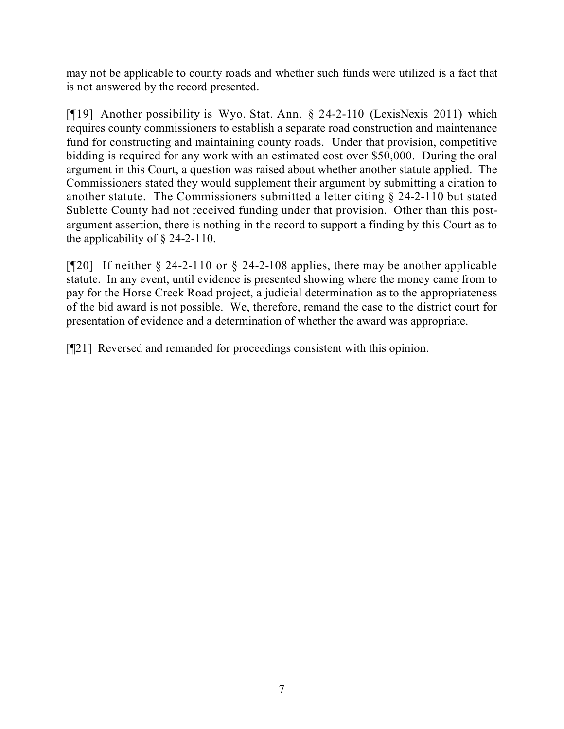may not be applicable to county roads and whether such funds were utilized is a fact that is not answered by the record presented.

[¶19] Another possibility is Wyo. Stat. Ann. § 24-2-110 (LexisNexis 2011) which requires county commissioners to establish a separate road construction and maintenance fund for constructing and maintaining county roads. Under that provision, competitive bidding is required for any work with an estimated cost over $50,000. During the oral argument in this Court, a question was raised about whether another statute applied. The Commissioners stated they would supplement their argument by submitting a citation to another statute. The Commissioners submitted a letter citing § 24-2-110 but stated Sublette County had not received funding under that provision. Other than this post-argument assertion, there is nothing in the record to support a finding by this Court as to the applicability of § 24-2-110.

[¶20] If neither § 24-2-110 or § 24-2-108 applies, there may be another applicable statute. In any event, until evidence is presented showing where the money came from to pay for the Horse Creek Road project, a judicial determination as to the appropriateness of the bid award is not possible. We, therefore, remand the case to the district court for presentation of evidence and a determination of whether the award was appropriate.

[¶21] Reversed and remanded for proceedings consistent with this opinion.